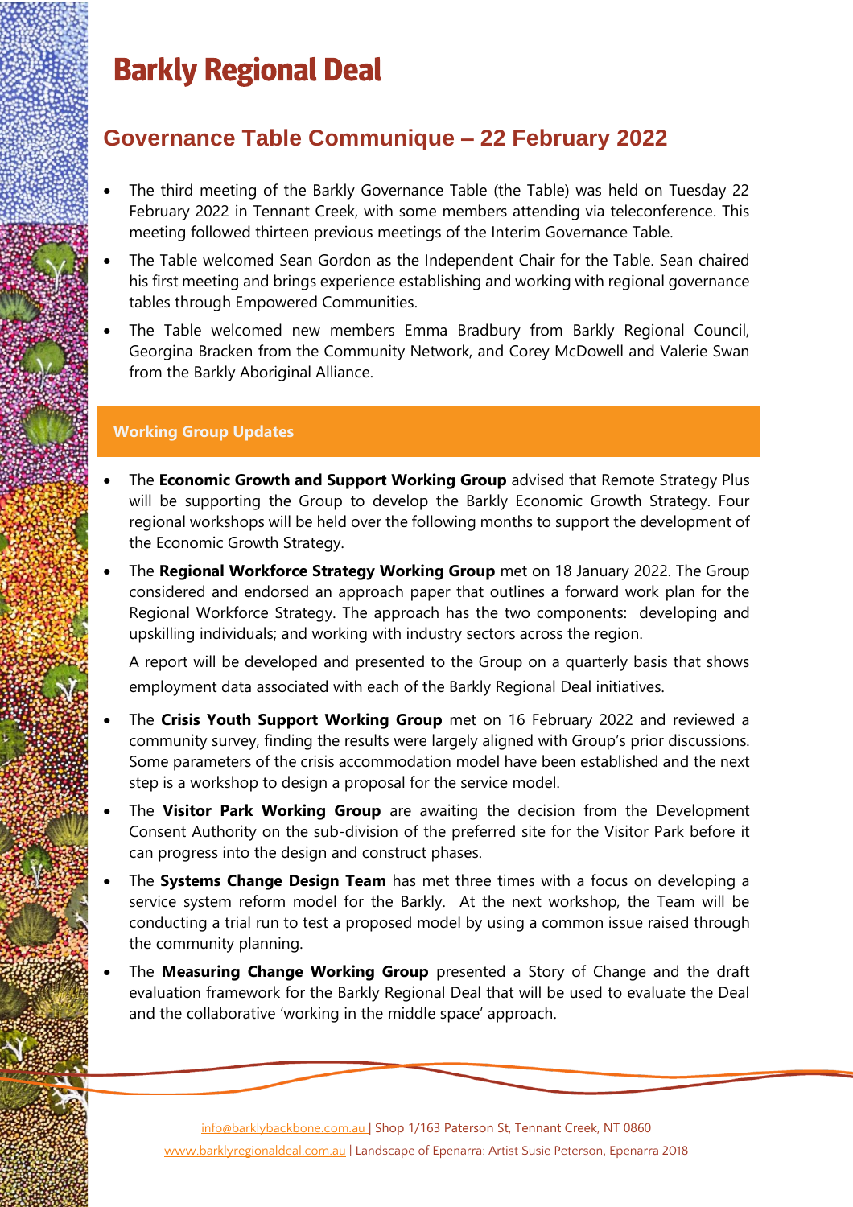# Barkly Regional Deal

## Governance Table Communique – 22 February 2022

- The third meeting of the Barkly Governance Table (the Table) was held on Tuesday 22 February 2022 in Tennant Creek, with some members attending via teleconference. This meeting followed thirteen previous meetings of the Interim Governance Table.
- The Table welcomed Sean Gordon as the Independent Chair for the Table. Sean chaired his first meeting and brings experience establishing and working with regional governance tables through Empowered Communities.
- The Table welcomed new members Emma Bradbury from Barkly Regional Council, Georgina Bracken from the Community Network, and Corey McDowell and Valerie Swan from the Barkly Aboriginal Alliance.

### Working Group Updates

- The **Economic Growth and Support Working Group** advised that Remote Strategy Plus will be supporting the Group to develop the Barkly Economic Growth Strategy. Four regional workshops will be held over the following months to support the development of the Economic Growth Strategy.
- The **Regional Workforce Strategy Working Group** met on 18 January 2022. The Group considered and endorsed an approach paper that outlines a forward work plan for the Regional Workforce Strategy. The approach has the two components: developing and upskilling individuals; and working with industry sectors across the region.

  A report will be developed and presented to the Group on a quarterly basis that shows employment data associated with each of the Barkly Regional Deal initiatives.
- The **Crisis Youth Support Working Group** met on 16 February 2022 and reviewed a community survey, finding the results were largely aligned with Group's prior discussions. Some parameters of the crisis accommodation model have been established and the next step is a workshop to design a proposal for the service model.
- The **Visitor Park Working Group** are awaiting the decision from the Development Consent Authority on the sub-division of the preferred site for the Visitor Park before it can progress into the design and construct phases.
- The **Systems Change Design Team** has met three times with a focus on developing a service system reform model for the Barkly. At the next workshop, the Team will be conducting a trial run to test a proposed model by using a common issue raised through the community planning.
- The **Measuring Change Working Group** presented a Story of Change and the draft evaluation framework for the Barkly Regional Deal that will be used to evaluate the Deal and the collaborative 'working in the middle space' approach.

info@barklybackbone.com.au | Shop 1/163 Paterson St, Tennant Creek, NT 0860
www.barklyregionaldeal.com.au | Landscape of Epenarra: Artist Susie Peterson, Epenarra 2018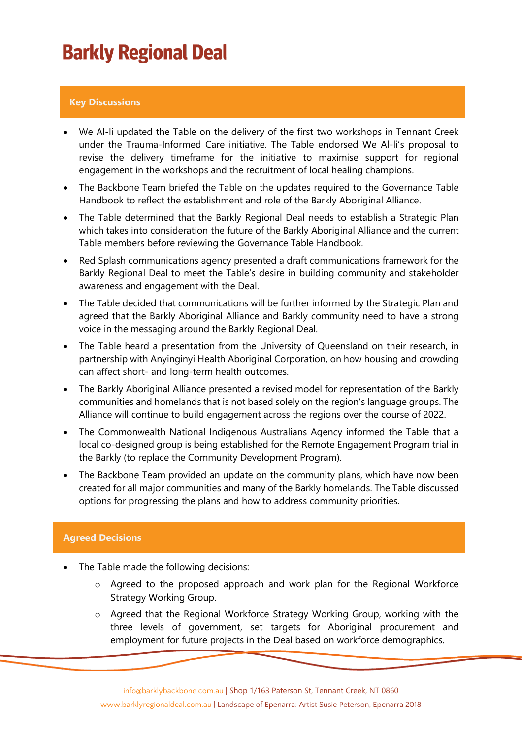# Barkly Regional Deal

## Key Discussions

- We Al-li updated the Table on the delivery of the first two workshops in Tennant Creek under the Trauma-Informed Care initiative. The Table endorsed We Al-li's proposal to revise the delivery timeframe for the initiative to maximise support for regional engagement in the workshops and the recruitment of local healing champions.
- The Backbone Team briefed the Table on the updates required to the Governance Table Handbook to reflect the establishment and role of the Barkly Aboriginal Alliance.
- The Table determined that the Barkly Regional Deal needs to establish a Strategic Plan which takes into consideration the future of the Barkly Aboriginal Alliance and the current Table members before reviewing the Governance Table Handbook.
- Red Splash communications agency presented a draft communications framework for the Barkly Regional Deal to meet the Table's desire in building community and stakeholder awareness and engagement with the Deal.
- The Table decided that communications will be further informed by the Strategic Plan and agreed that the Barkly Aboriginal Alliance and Barkly community need to have a strong voice in the messaging around the Barkly Regional Deal.
- The Table heard a presentation from the University of Queensland on their research, in partnership with Anyinginyi Health Aboriginal Corporation, on how housing and crowding can affect short- and long-term health outcomes.
- The Barkly Aboriginal Alliance presented a revised model for representation of the Barkly communities and homelands that is not based solely on the region's language groups. The Alliance will continue to build engagement across the regions over the course of 2022.
- The Commonwealth National Indigenous Australians Agency informed the Table that a local co-designed group is being established for the Remote Engagement Program trial in the Barkly (to replace the Community Development Program).
- The Backbone Team provided an update on the community plans, which have now been created for all major communities and many of the Barkly homelands. The Table discussed options for progressing the plans and how to address community priorities.

## Agreed Decisions

- The Table made the following decisions:
  - Agreed to the proposed approach and work plan for the Regional Workforce Strategy Working Group.
  - Agreed that the Regional Workforce Strategy Working Group, working with the three levels of government, set targets for Aboriginal procurement and employment for future projects in the Deal based on workforce demographics.

info@barklybackbone.com.au | Shop 1/163 Paterson St, Tennant Creek, NT 0860
www.barklyregionaldeal.com.au | Landscape of Epenarra: Artist Susie Peterson, Epenarra 2018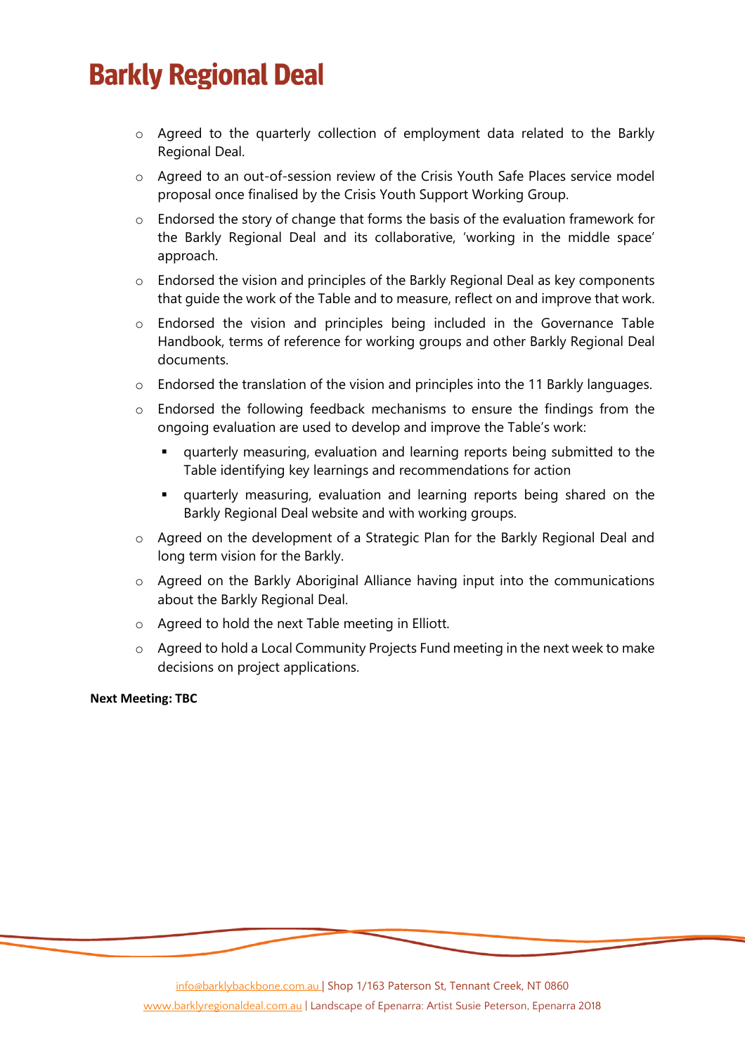- Agreed to the quarterly collection of employment data related to the Barkly Regional Deal.
- Agreed to an out-of-session review of the Crisis Youth Safe Places service model proposal once finalised by the Crisis Youth Support Working Group.
- Endorsed the story of change that forms the basis of the evaluation framework for the Barkly Regional Deal and its collaborative, 'working in the middle space' approach.
- Endorsed the vision and principles of the Barkly Regional Deal as key components that guide the work of the Table and to measure, reflect on and improve that work.
- Endorsed the vision and principles being included in the Governance Table Handbook, terms of reference for working groups and other Barkly Regional Deal documents.
- Endorsed the translation of the vision and principles into the 11 Barkly languages.
- Endorsed the following feedback mechanisms to ensure the findings from the ongoing evaluation are used to develop and improve the Table's work:
    - quarterly measuring, evaluation and learning reports being submitted to the Table identifying key learnings and recommendations for action
    - quarterly measuring, evaluation and learning reports being shared on the Barkly Regional Deal website and with working groups.
- Agreed on the development of a Strategic Plan for the Barkly Regional Deal and long term vision for the Barkly.
- Agreed on the Barkly Aboriginal Alliance having input into the communications about the Barkly Regional Deal.
- Agreed to hold the next Table meeting in Elliott.
- Agreed to hold a Local Community Projects Fund meeting in the next week to make decisions on project applications.

**Next Meeting: TBC**